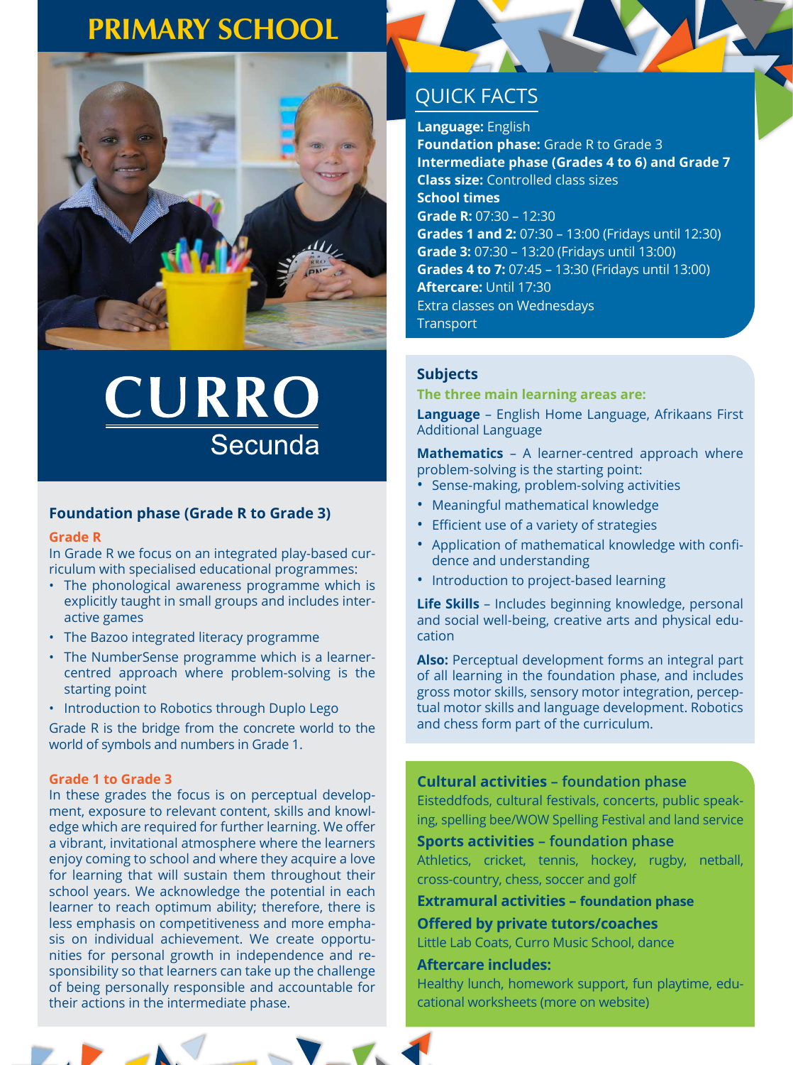# PRIMARY SCHOOL

# CURRO
Secunda

## Foundation phase (Grade R to Grade 3)

### Grade R

In Grade R we focus on an integrated play-based curriculum with specialised educational programmes:

- The phonological awareness programme which is explicitly taught in small groups and includes interactive games
- The Bazoo integrated literacy programme
- The NumberSense programme which is a learner-centred approach where problem-solving is the starting point
- Introduction to Robotics through Duplo Lego

Grade R is the bridge from the concrete world to the world of symbols and numbers in Grade 1.

### Grade 1 to Grade 3

In these grades the focus is on perceptual development, exposure to relevant content, skills and knowledge which are required for further learning. We offer a vibrant, invitational atmosphere where the learners enjoy coming to school and where they acquire a love for learning that will sustain them throughout their school years. We acknowledge the potential in each learner to reach optimum ability; therefore, there is less emphasis on competitiveness and more emphasis on individual achievement. We create opportunities for personal growth in independence and responsibility so that learners can take up the challenge of being personally responsible and accountable for their actions in the intermediate phase.

## QUICK FACTS

**Language:** English
**Foundation phase:** Grade R to Grade 3
**Intermediate phase (Grades 4 to 6) and Grade 7**
**Class size:** Controlled class sizes
**School times**
**Grade R:** 07:30 – 12:30
**Grades 1 and 2:** 07:30 – 13:00 (Fridays until 12:30)
**Grade 3:** 07:30 – 13:20 (Fridays until 13:00)
**Grades 4 to 7:** 07:45 – 13:30 (Fridays until 13:00)
**Aftercare:** Until 17:30
Extra classes on Wednesdays
Transport

## Subjects

**The three main learning areas are:**

**Language** – English Home Language, Afrikaans First Additional Language

**Mathematics** – A learner-centred approach where problem-solving is the starting point:

- Sense-making, problem-solving activities
- Meaningful mathematical knowledge
- Efficient use of a variety of strategies
- Application of mathematical knowledge with confidence and understanding
- Introduction to project-based learning

**Life Skills** – Includes beginning knowledge, personal and social well-being, creative arts and physical education

**Also:** Perceptual development forms an integral part of all learning in the foundation phase, and includes gross motor skills, sensory motor integration, perceptual motor skills and language development. Robotics and chess form part of the curriculum.

### Cultural activities – foundation phase

Eisteddfods, cultural festivals, concerts, public speaking, spelling bee/WOW Spelling Festival and land service

### Sports activities – foundation phase

Athletics, cricket, tennis, hockey, rugby, netball, cross-country, chess, soccer and golf

### Extramural activities – foundation phase

### Offered by private tutors/coaches

Little Lab Coats, Curro Music School, dance

### Aftercare includes:

Healthy lunch, homework support, fun playtime, educational worksheets (more on website)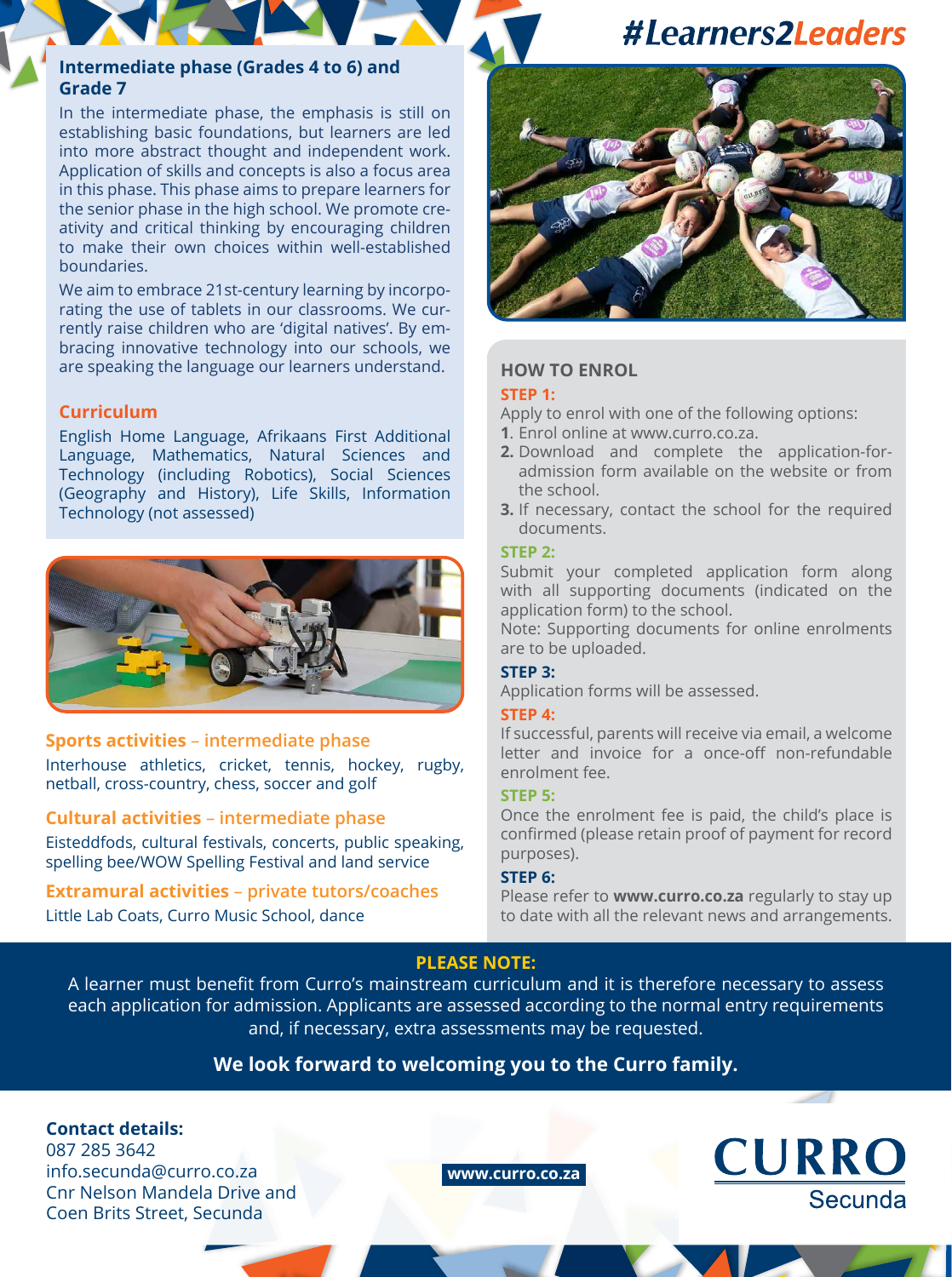#Learners2Leaders

## Intermediate phase (Grades 4 to 6) and Grade 7

In the intermediate phase, the emphasis is still on establishing basic foundations, but learners are led into more abstract thought and independent work. Application of skills and concepts is also a focus area in this phase. This phase aims to prepare learners for the senior phase in the high school. We promote creativity and critical thinking by encouraging children to make their own choices within well-established boundaries.

We aim to embrace 21st-century learning by incorporating the use of tablets in our classrooms. We currently raise children who are 'digital natives'. By embracing innovative technology into our schools, we are speaking the language our learners understand.

### Curriculum

English Home Language, Afrikaans First Additional Language, Mathematics, Natural Sciences and Technology (including Robotics), Social Sciences (Geography and History), Life Skills, Information Technology (not assessed)

### Sports activities – intermediate phase

Interhouse athletics, cricket, tennis, hockey, rugby, netball, cross-country, chess, soccer and golf

### Cultural activities – intermediate phase

Eisteddfods, cultural festivals, concerts, public speaking, spelling bee/WOW Spelling Festival and land service

### Extramural activities – private tutors/coaches

Little Lab Coats, Curro Music School, dance

## HOW TO ENROL

**STEP 1:**

Apply to enrol with one of the following options:

1. Enrol online at www.curro.co.za.
2. Download and complete the application-for-admission form available on the website or from the school.
3. If necessary, contact the school for the required documents.

**STEP 2:**

Submit your completed application form along with all supporting documents (indicated on the application form) to the school.

Note: Supporting documents for online enrolments are to be uploaded.

**STEP 3:**

Application forms will be assessed.

**STEP 4:**

If successful, parents will receive via email, a welcome letter and invoice for a once-off non-refundable enrolment fee.

**STEP 5:**

Once the enrolment fee is paid, the child's place is confirmed (please retain proof of payment for record purposes).

**STEP 6:**

Please refer to **www.curro.co.za** regularly to stay up to date with all the relevant news and arrangements.

**PLEASE NOTE:**

A learner must benefit from Curro's mainstream curriculum and it is therefore necessary to assess each application for admission. Applicants are assessed according to the normal entry requirements and, if necessary, extra assessments may be requested.

**We look forward to welcoming you to the Curro family.**

**Contact details:**
087 285 3642
info.secunda@curro.co.za
Cnr Nelson Mandela Drive and
Coen Brits Street, Secunda

**www.curro.co.za**

CURRO
Secunda